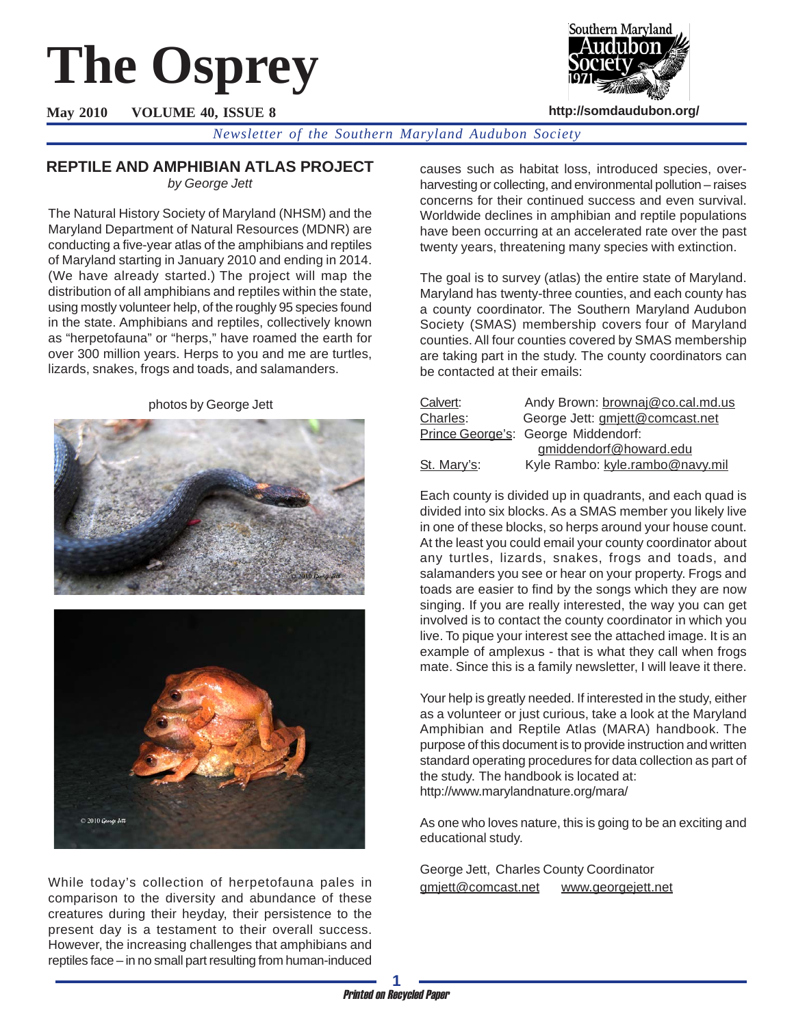# The Osprey

**May 2010 VOLUME 40, ISSUE 8**

http://somdaudubon.org/

*Newsletter of the Southern Maryland Audubon Society*

## REPTILE AND AMPHIBIAN ATLAS PROJECT

*by George Jett*

The Natural History Society of Maryland (NHSM) and the Maryland Department of Natural Resources (MDNR) are conducting a five-year atlas of the amphibians and reptiles of Maryland starting in January 2010 and ending in 2014. (We have already started.) The project will map the distribution of all amphibians and reptiles within the state, using mostly volunteer help, of the roughly 95 species found in the state. Amphibians and reptiles, collectively known as "herpetofauna" or "herps," have roamed the earth for over 300 million years. Herps to you and me are turtles, lizards, snakes, frogs and toads, and salamanders.

photos by George Jett

While today's collection of herpetofauna pales in comparison to the diversity and abundance of these creatures during their heyday, their persistence to the present day is a testament to their overall success. However, the increasing challenges that amphibians and reptiles face – in no small part resulting from human-induced causes such as habitat loss, introduced species, over-harvesting or collecting, and environmental pollution – raises concerns for their continued success and even survival. Worldwide declines in amphibian and reptile populations have been occurring at an accelerated rate over the past twenty years, threatening many species with extinction.

The goal is to survey (atlas) the entire state of Maryland. Maryland has twenty-three counties, and each county has a county coordinator. The Southern Maryland Audubon Society (SMAS) membership covers four of Maryland counties. All four counties covered by SMAS membership are taking part in the study. The county coordinators can be contacted at their emails:

| County | Coordinator |
| --- | --- |
| Calvert: | Andy Brown: brownaj@co.cal.md.us |
| Charles: | George Jett: gmjett@comcast.net |
| Prince George's: | George Middendorf: gmiddendorf@howard.edu |
| St. Mary's: | Kyle Rambo: kyle.rambo@navy.mil |

Each county is divided up in quadrants, and each quad is divided into six blocks. As a SMAS member you likely live in one of these blocks, so herps around your house count. At the least you could email your county coordinator about any turtles, lizards, snakes, frogs and toads, and salamanders you see or hear on your property. Frogs and toads are easier to find by the songs which they are now singing. If you are really interested, the way you can get involved is to contact the county coordinator in which you live. To pique your interest see the attached image. It is an example of amplexus - that is what they call when frogs mate. Since this is a family newsletter, I will leave it there.

Your help is greatly needed. If interested in the study, either as a volunteer or just curious, take a look at the Maryland Amphibian and Reptile Atlas (MARA) handbook. The purpose of this document is to provide instruction and written standard operating procedures for data collection as part of the study. The handbook is located at: http://www.marylandnature.org/mara/

As one who loves nature, this is going to be an exciting and educational study.

George Jett, Charles County Coordinator
gmjett@comcast.net www.georgejett.net

*Printed on Recycled Paper*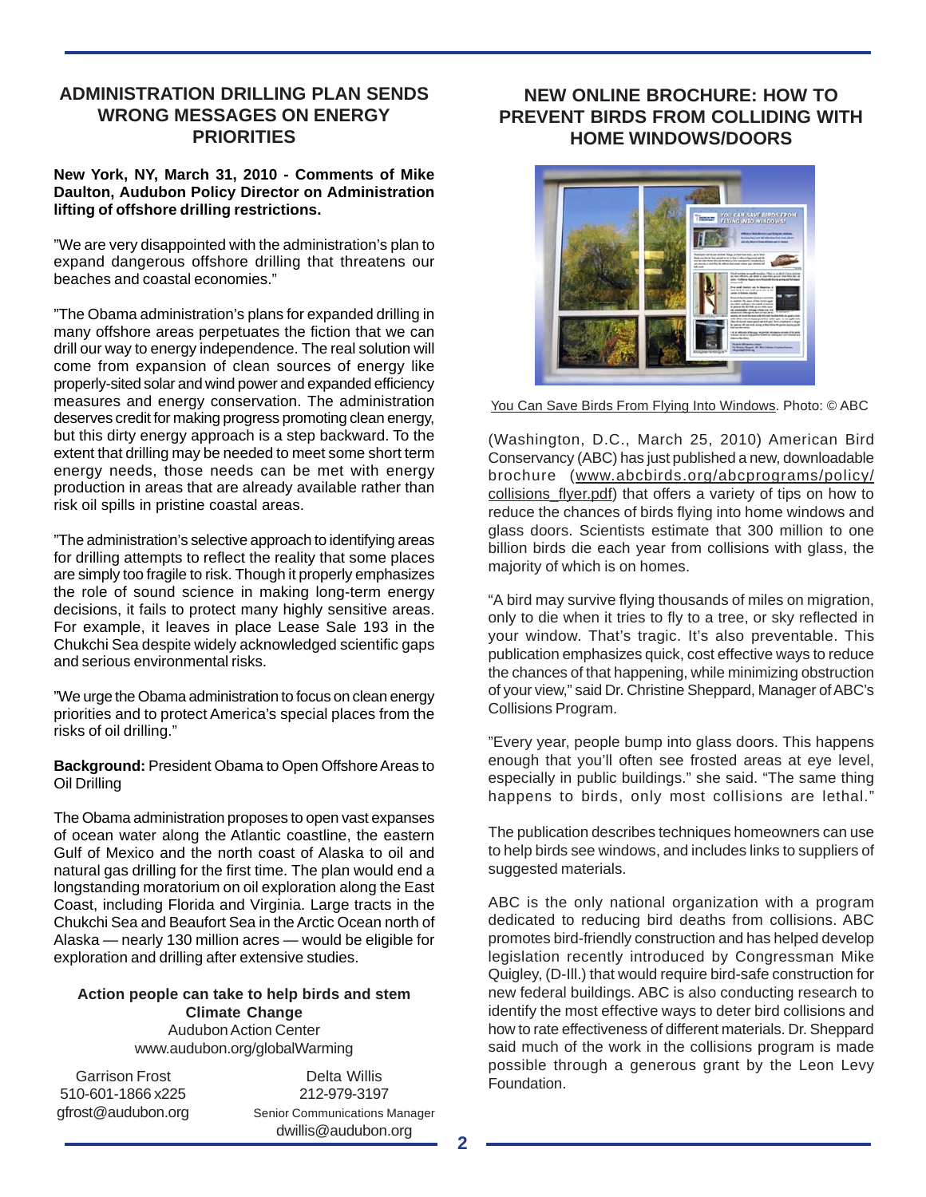## ADMINISTRATION DRILLING PLAN SENDS WRONG MESSAGES ON ENERGY PRIORITIES

**New York, NY, March 31, 2010 - Comments of Mike Daulton, Audubon Policy Director on Administration lifting of offshore drilling restrictions.**

"We are very disappointed with the administration's plan to expand dangerous offshore drilling that threatens our beaches and coastal economies."

"The Obama administration's plans for expanded drilling in many offshore areas perpetuates the fiction that we can drill our way to energy independence. The real solution will come from expansion of clean sources of energy like properly-sited solar and wind power and expanded efficiency measures and energy conservation. The administration deserves credit for making progress promoting clean energy, but this dirty energy approach is a step backward. To the extent that drilling may be needed to meet some short term energy needs, those needs can be met with energy production in areas that are already available rather than risk oil spills in pristine coastal areas.

"The administration's selective approach to identifying areas for drilling attempts to reflect the reality that some places are simply too fragile to risk. Though it properly emphasizes the role of sound science in making long-term energy decisions, it fails to protect many highly sensitive areas. For example, it leaves in place Lease Sale 193 in the Chukchi Sea despite widely acknowledged scientific gaps and serious environmental risks.

"We urge the Obama administration to focus on clean energy priorities and to protect America's special places from the risks of oil drilling."

**Background:** President Obama to Open Offshore Areas to Oil Drilling

The Obama administration proposes to open vast expanses of ocean water along the Atlantic coastline, the eastern Gulf of Mexico and the north coast of Alaska to oil and natural gas drilling for the first time. The plan would end a longstanding moratorium on oil exploration along the East Coast, including Florida and Virginia. Large tracts in the Chukchi Sea and Beaufort Sea in the Arctic Ocean north of Alaska — nearly 130 million acres — would be eligible for exploration and drilling after extensive studies.

**Action people can take to help birds and stem Climate Change**

Audubon Action Center
www.audubon.org/globalWarming

Garrison Frost
510-601-1866 x225
gfrost@audubon.org

Delta Willis
212-979-3197
Senior Communications Manager
dwillis@audubon.org

## NEW ONLINE BROCHURE: HOW TO PREVENT BIRDS FROM COLLIDING WITH HOME WINDOWS/DOORS

You Can Save Birds From Flying Into Windows. Photo: © ABC

(Washington, D.C., March 25, 2010) American Bird Conservancy (ABC) has just published a new, downloadable brochure (www.abcbirds.org/abcprograms/policy/collisions_flyer.pdf) that offers a variety of tips on how to reduce the chances of birds flying into home windows and glass doors. Scientists estimate that 300 million to one billion birds die each year from collisions with glass, the majority of which is on homes.

"A bird may survive flying thousands of miles on migration, only to die when it tries to fly to a tree, or sky reflected in your window. That's tragic. It's also preventable. This publication emphasizes quick, cost effective ways to reduce the chances of that happening, while minimizing obstruction of your view," said Dr. Christine Sheppard, Manager of ABC's Collisions Program.

"Every year, people bump into glass doors. This happens enough that you'll often see frosted areas at eye level, especially in public buildings." she said. "The same thing happens to birds, only most collisions are lethal."

The publication describes techniques homeowners can use to help birds see windows, and includes links to suppliers of suggested materials.

ABC is the only national organization with a program dedicated to reducing bird deaths from collisions. ABC promotes bird-friendly construction and has helped develop legislation recently introduced by Congressman Mike Quigley, (D-Ill.) that would require bird-safe construction for new federal buildings. ABC is also conducting research to identify the most effective ways to deter bird collisions and how to rate effectiveness of different materials. Dr. Sheppard said much of the work in the collisions program is made possible through a generous grant by the Leon Levy Foundation.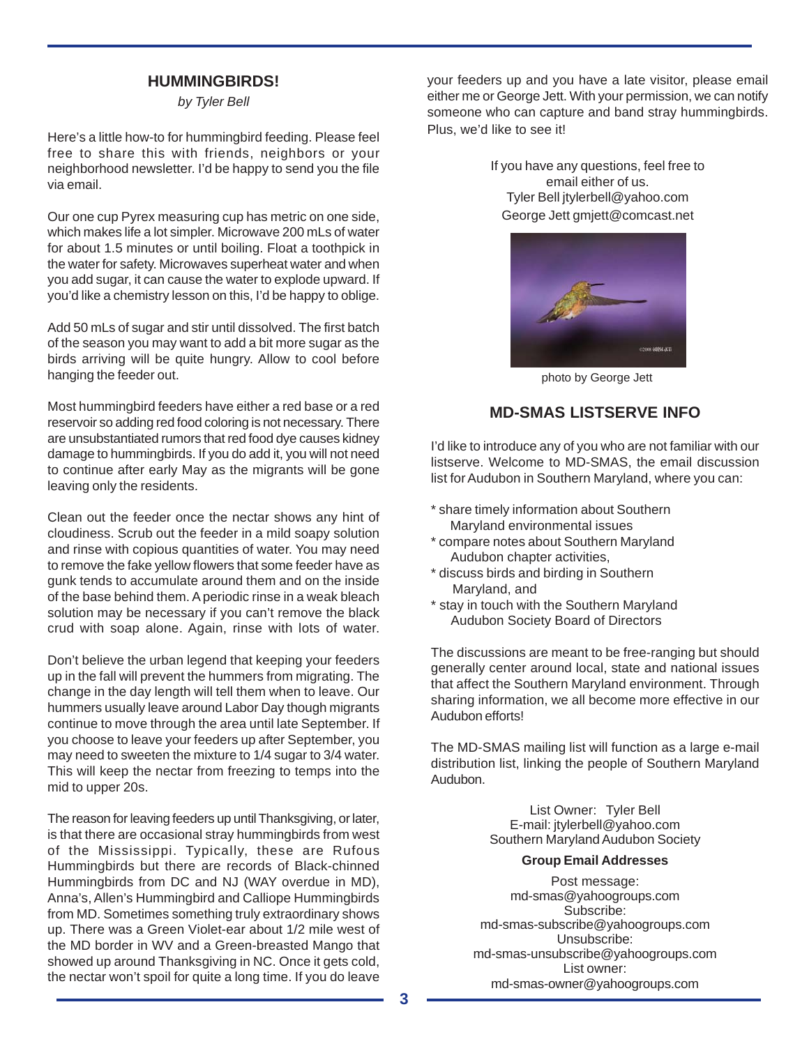## HUMMINGBIRDS!

*by Tyler Bell*

Here's a little how-to for hummingbird feeding. Please feel free to share this with friends, neighbors or your neighborhood newsletter. I'd be happy to send you the file via email.

Our one cup Pyrex measuring cup has metric on one side, which makes life a lot simpler. Microwave 200 mLs of water for about 1.5 minutes or until boiling. Float a toothpick in the water for safety. Microwaves superheat water and when you add sugar, it can cause the water to explode upward. If you'd like a chemistry lesson on this, I'd be happy to oblige.

Add 50 mLs of sugar and stir until dissolved. The first batch of the season you may want to add a bit more sugar as the birds arriving will be quite hungry. Allow to cool before hanging the feeder out.

Most hummingbird feeders have either a red base or a red reservoir so adding red food coloring is not necessary. There are unsubstantiated rumors that red food dye causes kidney damage to hummingbirds. If you do add it, you will not need to continue after early May as the migrants will be gone leaving only the residents.

Clean out the feeder once the nectar shows any hint of cloudiness. Scrub out the feeder in a mild soapy solution and rinse with copious quantities of water. You may need to remove the fake yellow flowers that some feeder have as gunk tends to accumulate around them and on the inside of the base behind them. A periodic rinse in a weak bleach solution may be necessary if you can't remove the black crud with soap alone. Again, rinse with lots of water.

Don't believe the urban legend that keeping your feeders up in the fall will prevent the hummers from migrating. The change in the day length will tell them when to leave. Our hummers usually leave around Labor Day though migrants continue to move through the area until late September. If you choose to leave your feeders up after September, you may need to sweeten the mixture to 1/4 sugar to 3/4 water. This will keep the nectar from freezing to temps into the mid to upper 20s.

The reason for leaving feeders up until Thanksgiving, or later, is that there are occasional stray hummingbirds from west of the Mississippi. Typically, these are Rufous Hummingbirds but there are records of Black-chinned Hummingbirds from DC and NJ (WAY overdue in MD), Anna's, Allen's Hummingbird and Calliope Hummingbirds from MD. Sometimes something truly extraordinary shows up. There was a Green Violet-ear about 1/2 mile west of the MD border in WV and a Green-breasted Mango that showed up around Thanksgiving in NC. Once it gets cold, the nectar won't spoil for quite a long time. If you do leave your feeders up and you have a late visitor, please email either me or George Jett. With your permission, we can notify someone who can capture and band stray hummingbirds. Plus, we'd like to see it!

If you have any questions, feel free to email either of us.
Tyler Bell jtylerbell@yahoo.com
George Jett gmjett@comcast.net

photo by George Jett

## MD-SMAS LISTSERVE INFO

I'd like to introduce any of you who are not familiar with our listserve. Welcome to MD-SMAS, the email discussion list for Audubon in Southern Maryland, where you can:

* share timely information about Southern Maryland environmental issues
* compare notes about Southern Maryland Audubon chapter activities,
* discuss birds and birding in Southern Maryland, and
* stay in touch with the Southern Maryland Audubon Society Board of Directors

The discussions are meant to be free-ranging but should generally center around local, state and national issues that affect the Southern Maryland environment. Through sharing information, we all become more effective in our Audubon efforts!

The MD-SMAS mailing list will function as a large e-mail distribution list, linking the people of Southern Maryland Audubon.

List Owner: Tyler Bell
E-mail: jtylerbell@yahoo.com
Southern Maryland Audubon Society

**Group Email Addresses**

Post message:
md-smas@yahoogroups.com
Subscribe:
md-smas-subscribe@yahoogroups.com
Unsubscribe:
md-smas-unsubscribe@yahoogroups.com
List owner:
md-smas-owner@yahoogroups.com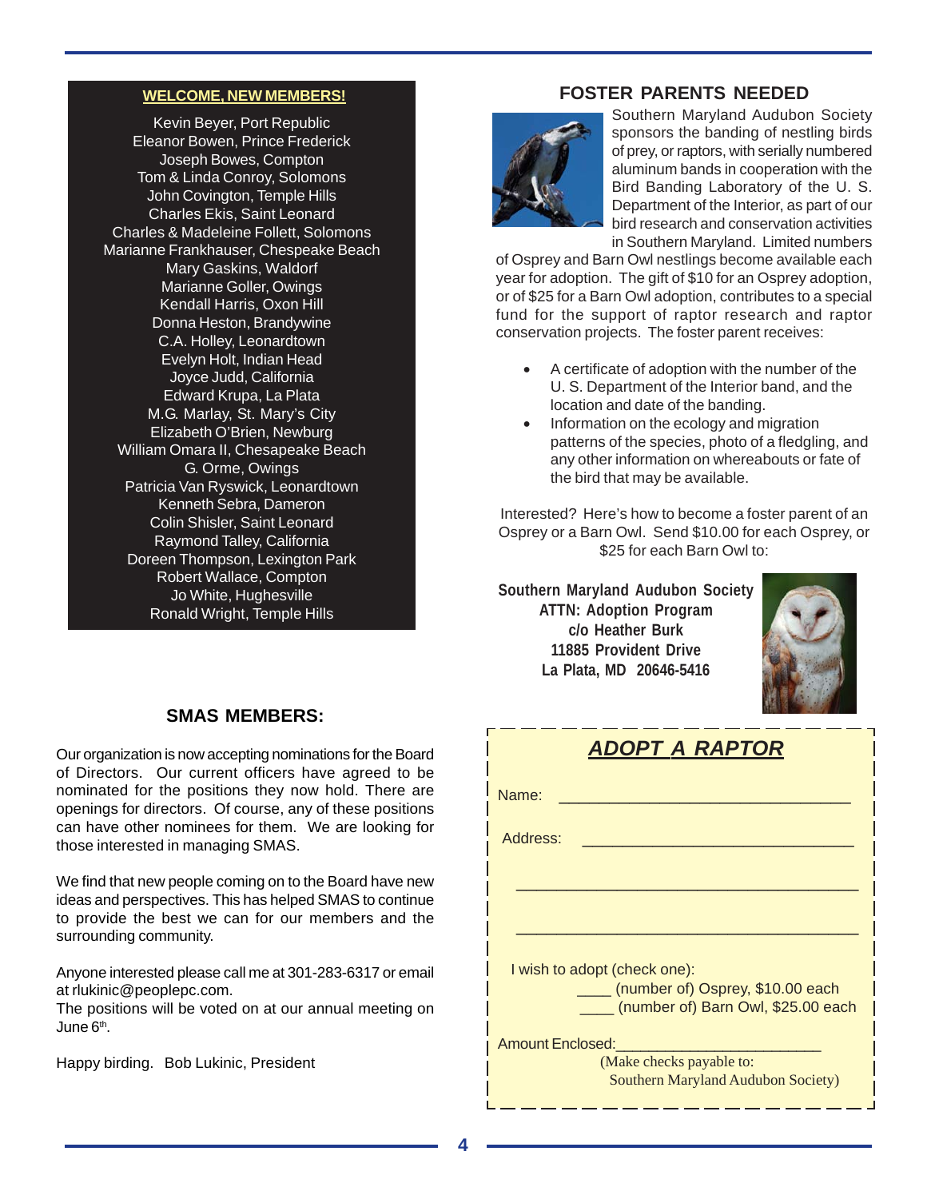## WELCOME, NEW MEMBERS!

Kevin Beyer, Port Republic
Eleanor Bowen, Prince Frederick
Joseph Bowes, Compton
Tom & Linda Conroy, Solomons
John Covington, Temple Hills
Charles Ekis, Saint Leonard
Charles & Madeleine Follett, Solomons
Marianne Frankhauser, Chespeake Beach
Mary Gaskins, Waldorf
Marianne Goller, Owings
Kendall Harris, Oxon Hill
Donna Heston, Brandywine
C.A. Holley, Leonardtown
Evelyn Holt, Indian Head
Joyce Judd, California
Edward Krupa, La Plata
M.G. Marlay, St. Mary's City
Elizabeth O'Brien, Newburg
William Omara II, Chesapeake Beach
G. Orme, Owings
Patricia Van Ryswick, Leonardtown
Kenneth Sebra, Dameron
Colin Shisler, Saint Leonard
Raymond Talley, California
Doreen Thompson, Lexington Park
Robert Wallace, Compton
Jo White, Hughesville
Ronald Wright, Temple Hills

## SMAS MEMBERS:

Our organization is now accepting nominations for the Board of Directors. Our current officers have agreed to be nominated for the positions they now hold. There are openings for directors. Of course, any of these positions can have other nominees for them. We are looking for those interested in managing SMAS.

We find that new people coming on to the Board have new ideas and perspectives. This has helped SMAS to continue to provide the best we can for our members and the surrounding community.

Anyone interested please call me at 301-283-6317 or email at rlukinic@peoplepc.com.
The positions will be voted on at our annual meeting on June 6th.

Happy birding. Bob Lukinic, President

## FOSTER PARENTS NEEDED

Southern Maryland Audubon Society sponsors the banding of nestling birds of prey, or raptors, with serially numbered aluminum bands in cooperation with the Bird Banding Laboratory of the U. S. Department of the Interior, as part of our bird research and conservation activities in Southern Maryland. Limited numbers of Osprey and Barn Owl nestlings become available each year for adoption. The gift of $10 for an Osprey adoption, or of $25 for a Barn Owl adoption, contributes to a special fund for the support of raptor research and raptor conservation projects. The foster parent receives:

- A certificate of adoption with the number of the U. S. Department of the Interior band, and the location and date of the banding.
- Information on the ecology and migration patterns of the species, photo of a fledgling, and any other information on whereabouts or fate of the bird that may be available.

Interested? Here's how to become a foster parent of an Osprey or a Barn Owl. Send $10.00 for each Osprey, or $25 for each Barn Owl to:

**Southern Maryland Audubon Society**
**ATTN: Adoption Program**
**c/o Heather Burk**
**11885 Provident Drive**
**La Plata, MD 20646-5416**

### ADOPT A RAPTOR

Name: ________________________________

Address: ________________________________

________________________________________

________________________________________

I wish to adopt (check one):
____ (number of) Osprey, $10.00 each
____ (number of) Barn Owl, $25.00 each

Amount Enclosed:________________________
(Make checks payable to:
Southern Maryland Audubon Society)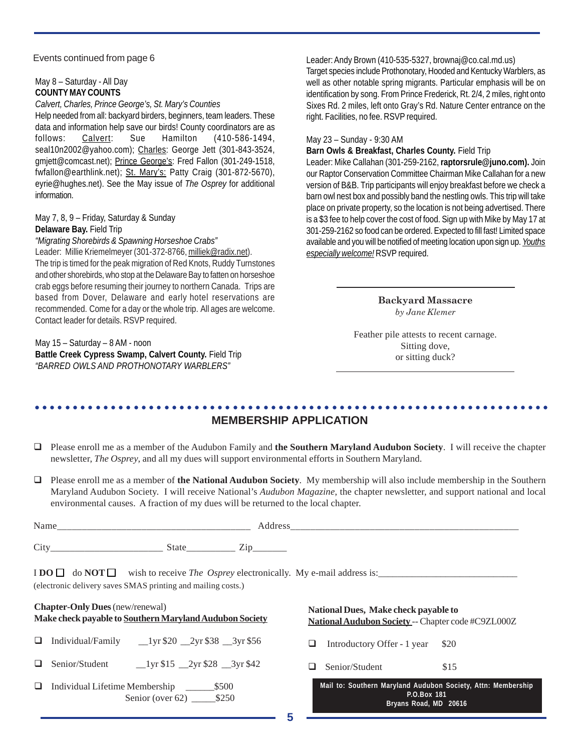Events continued from page 6

May 8 – Saturday - All Day
**COUNTY MAY COUNTS**
*Calvert, Charles, Prince George's, St. Mary's Counties*
Help needed from all: backyard birders, beginners, team leaders. These data and information help save our birds! County coordinators are as follows: Calvert: Sue Hamilton (410-586-1494, seal10n2002@yahoo.com); Charles: George Jett (301-843-3524, gmjett@comcast.net); Prince George's: Fred Fallon (301-249-1518, fwfallon@earthlink.net); St. Mary's: Patty Craig (301-872-5670), eyrie@hughes.net). See the May issue of *The Osprey* for additional information.

May 7, 8, 9 – Friday, Saturday & Sunday
**Delaware Bay.** Field Trip
*"Migrating Shorebirds & Spawning Horseshoe Crabs"*
Leader: Millie Kriemelmeyer (301-372-8766, milliek@radix.net).
The trip is timed for the peak migration of Red Knots, Ruddy Turnstones and other shorebirds, who stop at the Delaware Bay to fatten on horseshoe crab eggs before resuming their journey to northern Canada. Trips are based from Dover, Delaware and early hotel reservations are recommended. Come for a day or the whole trip. All ages are welcome. Contact leader for details. RSVP required.

May 15 – Saturday – 8 AM - noon
**Battle Creek Cypress Swamp, Calvert County.** Field Trip
*"BARRED OWLS AND PROTHONOTARY WARBLERS"*
Leader: Andy Brown (410-535-5327, brownaj@co.cal.md.us)
Target species include Prothonotary, Hooded and Kentucky Warblers, as well as other notable spring migrants. Particular emphasis will be on identification by song. From Prince Frederick, Rt. 2/4, 2 miles, right onto Sixes Rd. 2 miles, left onto Gray's Rd. Nature Center entrance on the right. Facilities, no fee. RSVP required.

May 23 – Sunday - 9:30 AM
**Barn Owls & Breakfast, Charles County.** Field Trip
Leader: Mike Callahan (301-259-2162, **raptorsrule@juno.com).** Join our Raptor Conservation Committee Chairman Mike Callahan for a new version of B&B. Trip participants will enjoy breakfast before we check a barn owl nest box and possibly band the nestling owls. This trip will take place on private property, so the location is not being advertised. There is a $3 fee to help cover the cost of food. Sign up with Mike by May 17 at 301-259-2162 so food can be ordered. Expected to fill fast! Limited space available and you will be notified of meeting location upon sign up. *Youths especially welcome!* RSVP required.

---

**Backyard Massacre**
*by Jane Klemer*

Feather pile attests to recent carnage.
Sitting dove,
or sitting duck?

---

## MEMBERSHIP APPLICATION

- ☐ Please enroll me as a member of the Audubon Family and **the Southern Maryland Audubon Society**. I will receive the chapter newsletter, *The Osprey*, and all my dues will support environmental efforts in Southern Maryland.
- ☐ Please enroll me as a member of **the National Audubon Society**. My membership will also include membership in the Southern Maryland Audubon Society. I will receive National's *Audubon Magazine*, the chapter newsletter, and support national and local environmental causes. A fraction of my dues will be returned to the local chapter.

Name________________________________________ Address________________________________________________

City________________________ State__________ Zip_______

I **DO** ☐ do **NOT** ☐ wish to receive *The Osprey* electronically. My e-mail address is:_____________________________
(electronic delivery saves SMAS printing and mailing costs.)

**Chapter-Only Dues** (new/renewal)
**Make check payable to Southern Maryland Audubon Society**

- ☐ Individual/Family __1yr $20 __2yr $38 __3yr $56
- ☐ Senior/Student __1yr $15 __2yr $28 __3yr $42
- ☐ Individual Lifetime Membership ______$500
  Senior (over 62) _____$250

**National Dues, Make check payable to**
**National Audubon Society** -- Chapter code #C9ZL000Z

- ☐ Introductory Offer - 1 year $20
- ☐ Senior/Student $15

**Mail to: Southern Maryland Audubon Society, Attn: Membership**
**P.O.Box 181**
**Bryans Road, MD 20616**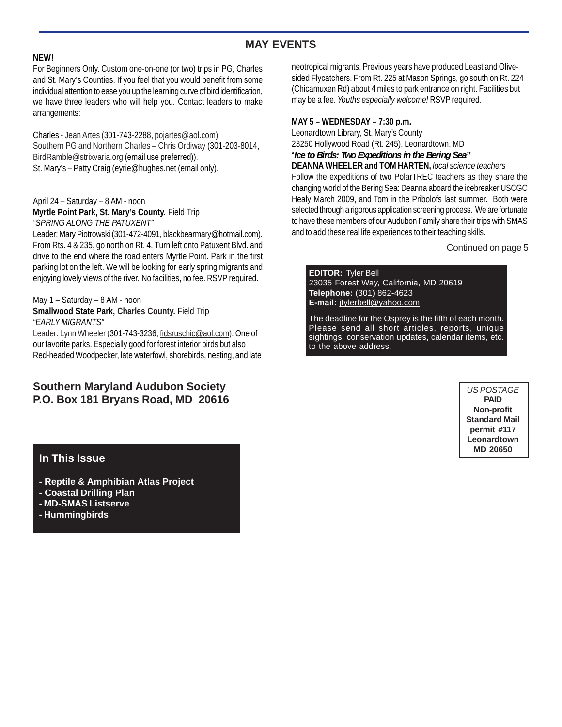## MAY EVENTS

**NEW!**

For Beginners Only. Custom one-on-one (or two) trips in PG, Charles and St. Mary's Counties. If you feel that you would benefit from some individual attention to ease you up the learning curve of bird identification, we have three leaders who will help you. Contact leaders to make arrangements:

Charles - Jean Artes (301-743-2288, pojartes@aol.com).
Southern PG and Northern Charles – Chris Ordiway (301-203-8014, BirdRamble@strixvaria.org (email use preferred)).
St. Mary's – Patty Craig (eyrie@hughes.net (email only).

April 24 – Saturday – 8 AM - noon
**Myrtle Point Park, St. Mary's County.** Field Trip
*"SPRING ALONG THE PATUXENT"*
Leader: Mary Piotrowski (301-472-4091, blackbearmary@hotmail.com). From Rts. 4 & 235, go north on Rt. 4. Turn left onto Patuxent Blvd. and drive to the end where the road enters Myrtle Point. Park in the first parking lot on the left. We will be looking for early spring migrants and enjoying lovely views of the river. No facilities, no fee. RSVP required.

May 1 – Saturday – 8 AM - noon
**Smallwood State Park, Charles County.** Field Trip
*"EARLY MIGRANTS"*
Leader: Lynn Wheeler (301-743-3236, fidsruschic@aol.com). One of our favorite parks. Especially good for forest interior birds but also Red-headed Woodpecker, late waterfowl, shorebirds, nesting, and late neotropical migrants. Previous years have produced Least and Olive-sided Flycatchers. From Rt. 225 at Mason Springs, go south on Rt. 224 (Chicamuxen Rd) about 4 miles to park entrance on right. Facilities but may be a fee. *Youths especially welcome!* RSVP required.

**MAY 5 – WEDNESDAY – 7:30 p.m.**
Leonardtown Library, St. Mary's County
23250 Hollywood Road (Rt. 245), Leonardtown, MD
"***Ice to Birds: Two Expeditions in the Bering Sea"***
**DEANNA WHEELER and TOM HARTEN,** *local science teachers*
Follow the expeditions of two PolarTREC teachers as they share the changing world of the Bering Sea: Deanna aboard the icebreaker USCGC Healy March 2009, and Tom in the Pribolofs last summer. Both were selected through a rigorous application screening process. We are fortunate to have these members of our Audubon Family share their trips with SMAS and to add these real life experiences to their teaching skills.

Continued on page 5

**EDITOR:** Tyler Bell
23035 Forest Way, California, MD 20619
**Telephone:** (301) 862-4623
**E-mail:** jtylerbell@yahoo.com

The deadline for the Osprey is the fifth of each month. Please send all short articles, reports, unique sightings, conservation updates, calendar items, etc. to the above address.

**Southern Maryland Audubon Society**
**P.O. Box 181 Bryans Road, MD 20616**

*US POSTAGE*
**PAID**
**Non-profit**
**Standard Mail**
**permit #117**
**Leonardtown**
**MD 20650**

### In This Issue

- **Reptile & Amphibian Atlas Project**
- **Coastal Drilling Plan**
- **MD-SMAS Listserve**
- **Hummingbirds**